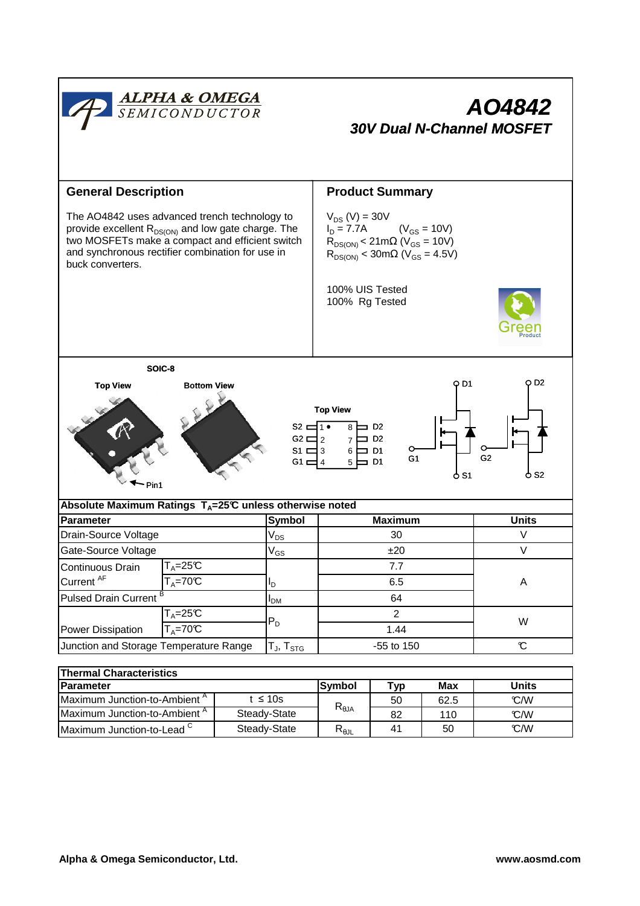ALPHA & OMEGA SEMICONDUCTOR

# AO4842

## *30V Dual N-Channel MOSFET*

## General Description

The AO4842 uses advanced trench technology to provide excellent $R_{DS(ON)}$ and low gate charge. The two MOSFETs make a compact and efficient switch and synchronous rectifier combination for use in buck converters.

## Product Summary

$V_{DS}$ (V) = 30V
$I_D$ = 7.7A ($V_{GS}$ = 10V)
$R_{DS(ON)}$ < 21mΩ ($V_{GS}$ = 10V)
$R_{DS(ON)}$ < 30mΩ ($V_{GS}$ = 4.5V)

100% UIS Tested
100% Rg Tested

Green Product

SOIC-8

Top View | Bottom View

Pin1

Top View

| Pin | | Pin |
|---|---|---|
| S2 | 1 • 8 | D2 |
| G2 | 2 7 | D2 |
| S1 | 3 6 | D1 |
| G1 | 4 5 | D1 |

D1, G1, S1 — D2, G2, S2

| Absolute Maximum Ratings $T_A$=25℃ unless otherwise noted | | | | |
|---|---|---|---|---|
| **Parameter** | | **Symbol** | **Maximum** | **Units** |
| Drain-Source Voltage | | $V_{DS}$ | 30 | V |
| Gate-Source Voltage | | $V_{GS}$ | ±20 | V |
| Continuous Drain Current [AF] | $T_A$=25℃ | $I_D$ | 7.7 | A |
| | $T_A$=70℃ | | 6.5 | |
| Pulsed Drain Current [B] | | $I_{DM}$ | 64 | |
| Power Dissipation | $T_A$=25℃ | $P_D$ | 2 | W |
| | $T_A$=70℃ | | 1.44 | |
| Junction and Storage Temperature Range | | $T_J$, $T_{STG}$ | -55 to 150 | ℃ |

| Thermal Characteristics | | | | | |
|---|---|---|---|---|---|
| **Parameter** | | **Symbol** | **Typ** | **Max** | **Units** |
| Maximum Junction-to-Ambient [A] | t ≤ 10s | $R_{\theta JA}$ | 50 | 62.5 | ℃/W |
| Maximum Junction-to-Ambient [A] | Steady-State | | 82 | 110 | ℃/W |
| Maximum Junction-to-Lead [C] | Steady-State | $R_{\theta JL}$ | 41 | 50 | ℃/W |

Alpha & Omega Semiconductor, Ltd. www.aosmd.com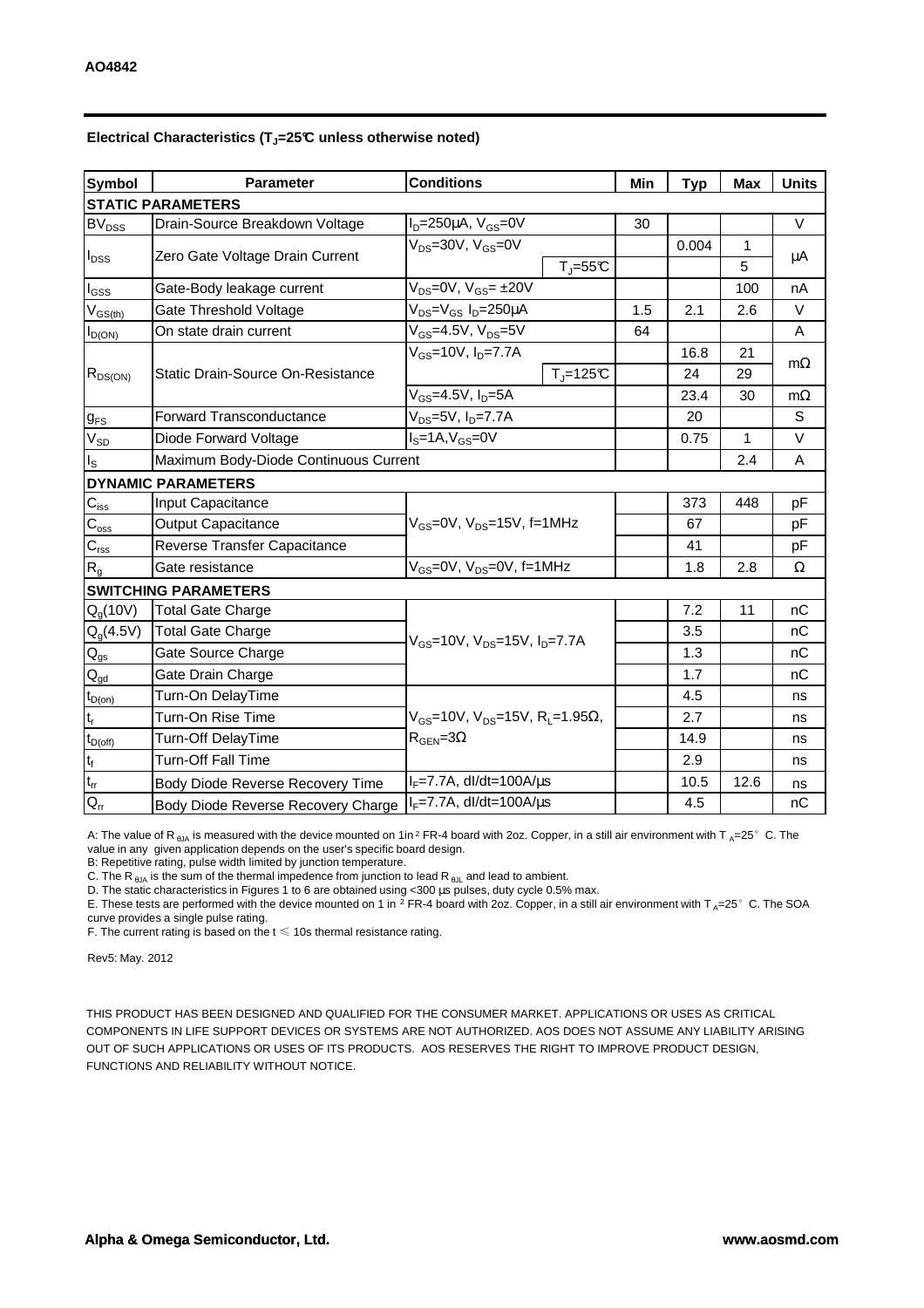**Electrical Characteristics ($T_J$=25°C unless otherwise noted)**

| Symbol | Parameter | Conditions | | Min | Typ | Max | Units |
|---|---|---|---|---|---|---|---|
| **STATIC PARAMETERS** | | | | | | | |
| $BV_{DSS}$ | Drain-Source Breakdown Voltage | $I_D$=250µA, $V_{GS}$=0V | | 30 | | | V |
| $I_{DSS}$ | Zero Gate Voltage Drain Current | $V_{DS}$=30V, $V_{GS}$=0V | | | 0.004 | 1 | µA |
| | | | $T_J$=55°C | | | 5 | |
| $I_{GSS}$ | Gate-Body leakage current | $V_{DS}$=0V, $V_{GS}$= ±20V | | | | 100 | nA |
| $V_{GS(th)}$ | Gate Threshold Voltage | $V_{DS}$=$V_{GS}$ $I_D$=250µA | | 1.5 | 2.1 | 2.6 | V |
| $I_{D(ON)}$ | On state drain current | $V_{GS}$=4.5V, $V_{DS}$=5V | | 64 | | | A |
| $R_{DS(ON)}$ | Static Drain-Source On-Resistance | $V_{GS}$=10V, $I_D$=7.7A | | | 16.8 | 21 | mΩ |
| | | | $T_J$=125°C | | 24 | 29 | |
| | | $V_{GS}$=4.5V, $I_D$=5A | | | 23.4 | 30 | mΩ |
| $g_{FS}$ | Forward Transconductance | $V_{DS}$=5V, $I_D$=7.7A | | | 20 | | S |
| $V_{SD}$ | Diode Forward Voltage | $I_S$=1A,$V_{GS}$=0V | | | 0.75 | 1 | V |
| $I_S$ | Maximum Body-Diode Continuous Current | | | | | 2.4 | A |
| **DYNAMIC PARAMETERS** | | | | | | | |
| $C_{iss}$ | Input Capacitance | $V_{GS}$=0V, $V_{DS}$=15V, f=1MHz | | | 373 | 448 | pF |
| $C_{oss}$ | Output Capacitance | | | | 67 | | pF |
| $C_{rss}$ | Reverse Transfer Capacitance | | | | 41 | | pF |
| $R_g$ | Gate resistance | $V_{GS}$=0V, $V_{DS}$=0V, f=1MHz | | | 1.8 | 2.8 | Ω |
| **SWITCHING PARAMETERS** | | | | | | | |
| $Q_g$(10V) | Total Gate Charge | $V_{GS}$=10V, $V_{DS}$=15V, $I_D$=7.7A | | | 7.2 | 11 | nC |
| $Q_g$(4.5V) | Total Gate Charge | | | | 3.5 | | nC |
| $Q_{gs}$ | Gate Source Charge | | | | 1.3 | | nC |
| $Q_{gd}$ | Gate Drain Charge | | | | 1.7 | | nC |
| $t_{D(on)}$ | Turn-On DelayTime | $V_{GS}$=10V, $V_{DS}$=15V, $R_L$=1.95Ω, $R_{GEN}$=3Ω | | | 4.5 | | ns |
| $t_r$ | Turn-On Rise Time | | | | 2.7 | | ns |
| $t_{D(off)}$ | Turn-Off DelayTime | | | | 14.9 | | ns |
| $t_f$ | Turn-Off Fall Time | | | | 2.9 | | ns |
| $t_{rr}$ | Body Diode Reverse Recovery Time | $I_F$=7.7A, dI/dt=100A/µs | | | 10.5 | 12.6 | ns |
| $Q_{rr}$ | Body Diode Reverse Recovery Charge | $I_F$=7.7A, dI/dt=100A/µs | | | 4.5 | | nC |

A: The value of $R_{\theta JA}$ is measured with the device mounted on 1in² FR-4 board with 2oz. Copper, in a still air environment with $T_A$=25°C. The value in any given application depends on the user's specific board design.
B: Repetitive rating, pulse width limited by junction temperature.
C. The $R_{\theta JA}$ is the sum of the thermal impedence from junction to lead $R_{\theta JL}$ and lead to ambient.
D. The static characteristics in Figures 1 to 6 are obtained using <300 µs pulses, duty cycle 0.5% max.
E. These tests are performed with the device mounted on 1 in² FR-4 board with 2oz. Copper, in a still air environment with $T_A$=25°C. The SOA curve provides a single pulse rating.
F. The current rating is based on the t ≤ 10s thermal resistance rating.

Rev5: May. 2012

THIS PRODUCT HAS BEEN DESIGNED AND QUALIFIED FOR THE CONSUMER MARKET. APPLICATIONS OR USES AS CRITICAL COMPONENTS IN LIFE SUPPORT DEVICES OR SYSTEMS ARE NOT AUTHORIZED. AOS DOES NOT ASSUME ANY LIABILITY ARISING OUT OF SUCH APPLICATIONS OR USES OF ITS PRODUCTS. AOS RESERVES THE RIGHT TO IMPROVE PRODUCT DESIGN, FUNCTIONS AND RELIABILITY WITHOUT NOTICE.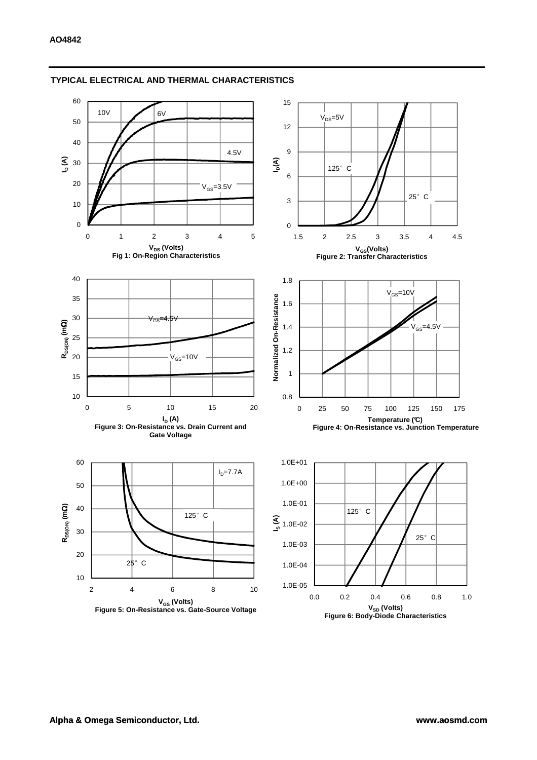## TYPICAL ELECTRICAL AND THERMAL CHARACTERISTICS

Fig 1: On-Region Characteristics

Figure 2: Transfer Characteristics

Figure 3: On-Resistance vs. Drain Current and Gate Voltage

Figure 4: On-Resistance vs. Junction Temperature

Figure 5: On-Resistance vs. Gate-Source Voltage

Figure 6: Body-Diode Characteristics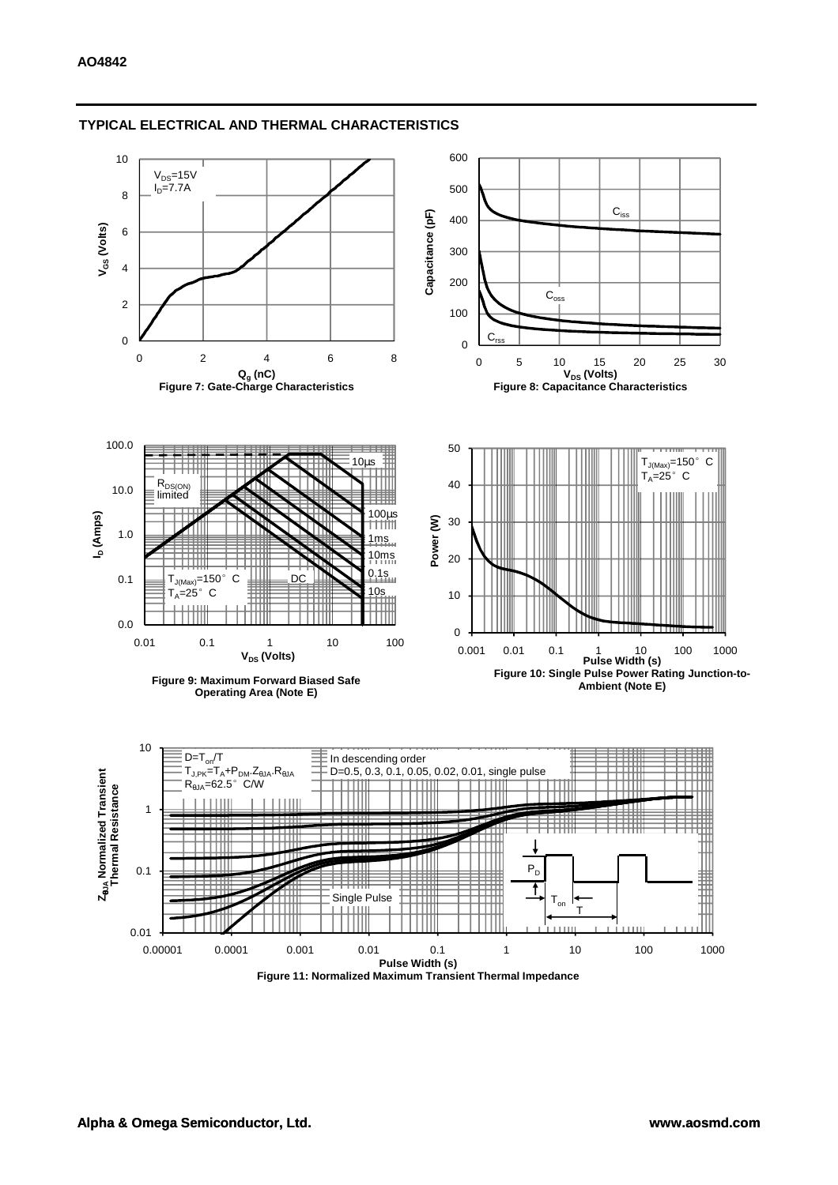## TYPICAL ELECTRICAL AND THERMAL CHARACTERISTICS

$V_{DS}$=15V
$I_D$=7.7A

$V_{GS}$ (Volts)

$Q_g$ (nC)

Figure 7: Gate-Charge Characteristics

Capacitance (pF)

$C_{iss}$

$C_{oss}$

$C_{rss}$

$V_{DS}$ (Volts)

Figure 8: Capacitance Characteristics

$I_D$ (Amps)

$R_{DS(ON)}$ limited

10µs

100µs

1ms

10ms

0.1s

10s

DC

$T_{J(Max)}$=150° C
$T_A$=25° C

$V_{DS}$ (Volts)

Figure 9: Maximum Forward Biased Safe Operating Area (Note E)

Power (W)

$T_{J(Max)}$=150° C
$T_A$=25° C

Pulse Width (s)

Figure 10: Single Pulse Power Rating Junction-to-Ambient (Note E)

$Z_{\theta JA}$ Normalized Transient Thermal Resistance

$D=T_{on}/T$
$T_{J,PK}=T_A+P_{DM}.Z_{\theta JA}.R_{\theta JA}$
$R_{\theta JA}$=62.5° C/W

In descending order
D=0.5, 0.3, 0.1, 0.05, 0.02, 0.01, single pulse

Single Pulse

$P_D$

$T_{on}$

T

Pulse Width (s)

Figure 11: Normalized Maximum Transient Thermal Impedance